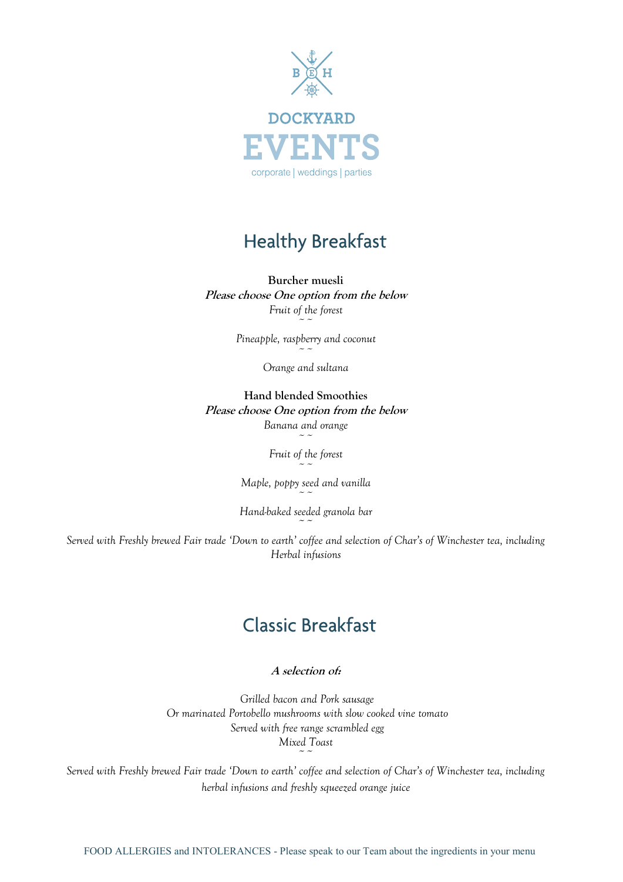B E H

DOCKYARD

# EVENTS

corporate | weddings | parties

## Healthy Breakfast

**Burcher muesli**

***Please choose One option from the below***

*Fruit of the forest*

~ ~

*Pineapple, raspberry and coconut*

~ ~

*Orange and sultana*

**Hand blended Smoothies**

***Please choose One option from the below***

*Banana and orange*

~ ~

*Fruit of the forest*

~ ~

*Maple, poppy seed and vanilla*

~ ~

*Hand-baked seeded granola bar*

~ ~

*Served with Freshly brewed Fair trade 'Down to earth' coffee and selection of Char's of Winchester tea, including Herbal infusions*

## Classic Breakfast

***A selection of:***

*Grilled bacon and Pork sausage*

*Or marinated Portobello mushrooms with slow cooked vine tomato*

*Served with free range scrambled egg*

*Mixed Toast*

~ ~

*Served with Freshly brewed Fair trade 'Down to earth' coffee and selection of Char's of Winchester tea, including herbal infusions and freshly squeezed orange juice*

FOOD ALLERGIES and INTOLERANCES - Please speak to our Team about the ingredients in your menu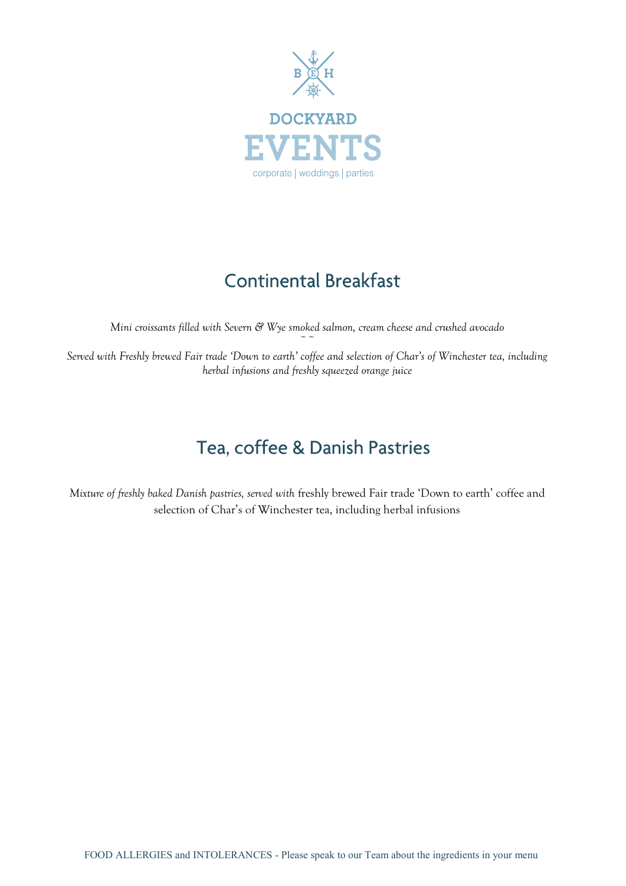DOCKYARD

EVENTS

corporate | weddings | parties

## Continental Breakfast

*Mini croissants filled with Severn & Wye smoked salmon, cream cheese and crushed avocado*

~ ~

*Served with Freshly brewed Fair trade 'Down to earth' coffee and selection of Char's of Winchester tea, including herbal infusions and freshly squeezed orange juice*

## Tea, coffee & Danish Pastries

*Mixture of freshly baked Danish pastries, served with* freshly brewed Fair trade 'Down to earth' coffee and selection of Char's of Winchester tea, including herbal infusions

FOOD ALLERGIES and INTOLERANCES - Please speak to our Team about the ingredients in your menu